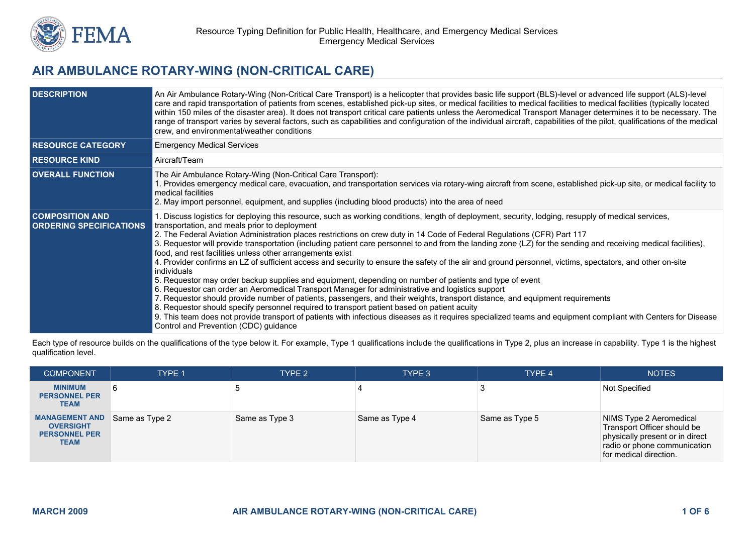Resource Typing Definition for Public Health, Healthcare, and Emergency Medical Services
Emergency Medical Services

# AIR AMBULANCE ROTARY-WING (NON-CRITICAL CARE)

| | |
|---|---|
| **DESCRIPTION** | An Air Ambulance Rotary-Wing (Non-Critical Care Transport) is a helicopter that provides basic life support (BLS)-level or advanced life support (ALS)-level care and rapid transportation of patients from scenes, established pick-up sites, or medical facilities to medical facilities to medical facilities (typically located within 150 miles of the disaster area). It does not transport critical care patients unless the Aeromedical Transport Manager determines it to be necessary. The range of transport varies by several factors, such as capabilities and configuration of the individual aircraft, capabilities of the pilot, qualifications of the medical crew, and environmental/weather conditions |
| **RESOURCE CATEGORY** | Emergency Medical Services |
| **RESOURCE KIND** | Aircraft/Team |
| **OVERALL FUNCTION** | The Air Ambulance Rotary-Wing (Non-Critical Care Transport):<br>1. Provides emergency medical care, evacuation, and transportation services via rotary-wing aircraft from scene, established pick-up site, or medical facility to medical facilities<br>2. May import personnel, equipment, and supplies (including blood products) into the area of need |
| **COMPOSITION AND ORDERING SPECIFICATIONS** | 1. Discuss logistics for deploying this resource, such as working conditions, length of deployment, security, lodging, resupply of medical services, transportation, and meals prior to deployment<br>2. The Federal Aviation Administration places restrictions on crew duty in 14 Code of Federal Regulations (CFR) Part 117<br>3. Requestor will provide transportation (including patient care personnel to and from the landing zone (LZ) for the sending and receiving medical facilities), food, and rest facilities unless other arrangements exist<br>4. Provider confirms an LZ of sufficient access and security to ensure the safety of the air and ground personnel, victims, spectators, and other on-site individuals<br>5. Requestor may order backup supplies and equipment, depending on number of patients and type of event<br>6. Requestor can order an Aeromedical Transport Manager for administrative and logistics support<br>7. Requestor should provide number of patients, passengers, and their weights, transport distance, and equipment requirements<br>8. Requestor should specify personnel required to transport patient based on patient acuity<br>9. This team does not provide transport of patients with infectious diseases as it requires specialized teams and equipment compliant with Centers for Disease Control and Prevention (CDC) guidance |

Each type of resource builds on the qualifications of the type below it. For example, Type 1 qualifications include the qualifications in Type 2, plus an increase in capability. Type 1 is the highest qualification level.

| COMPONENT | TYPE 1 | TYPE 2 | TYPE 3 | TYPE 4 | NOTES |
|---|---|---|---|---|---|
| **MINIMUM PERSONNEL PER TEAM** | 6 | 5 | 4 | 3 | Not Specified |
| **MANAGEMENT AND OVERSIGHT PERSONNEL PER TEAM** | Same as Type 2 | Same as Type 3 | Same as Type 4 | Same as Type 5 | NIMS Type 2 Aeromedical Transport Officer should be physically present or in direct radio or phone communication for medical direction. |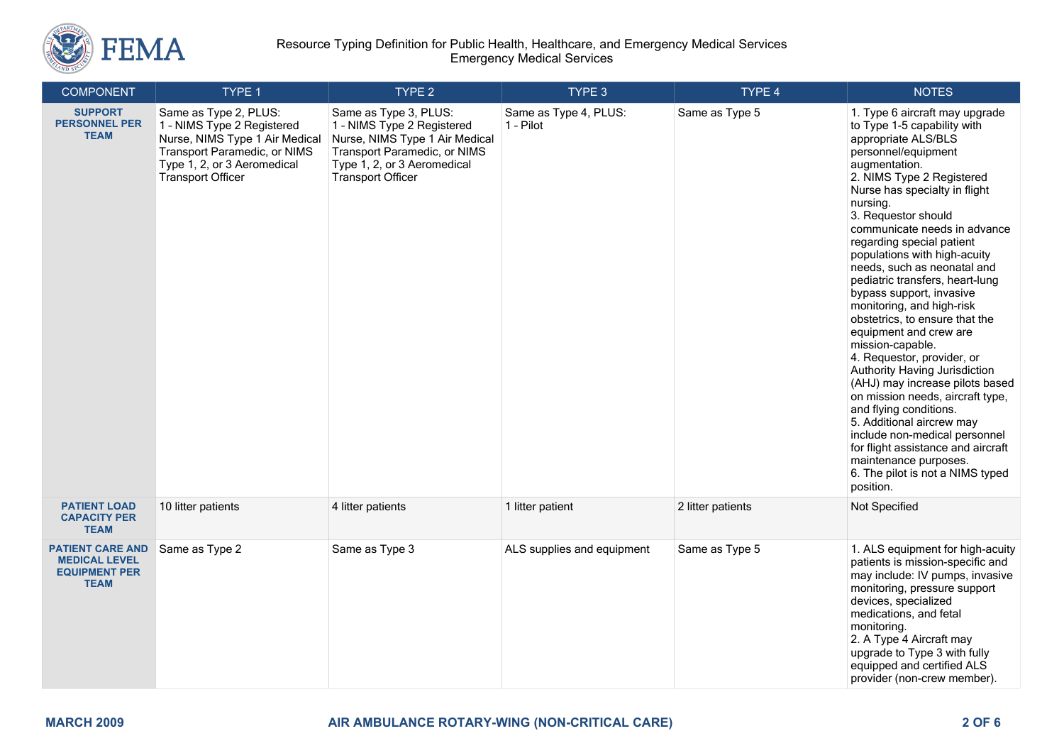Resource Typing Definition for Public Health, Healthcare, and Emergency Medical Services
Emergency Medical Services

| COMPONENT | TYPE 1 | TYPE 2 | TYPE 3 | TYPE 4 | NOTES |
|---|---|---|---|---|---|
| **SUPPORT PERSONNEL PER TEAM** | Same as Type 2, PLUS:<br>1 - NIMS Type 2 Registered Nurse, NIMS Type 1 Air Medical Transport Paramedic, or NIMS Type 1, 2, or 3 Aeromedical Transport Officer | Same as Type 3, PLUS:<br>1 - NIMS Type 2 Registered Nurse, NIMS Type 1 Air Medical Transport Paramedic, or NIMS Type 1, 2, or 3 Aeromedical Transport Officer | Same as Type 4, PLUS:<br>1 - Pilot | Same as Type 5 | 1. Type 6 aircraft may upgrade to Type 1-5 capability with appropriate ALS/BLS personnel/equipment augmentation.<br>2. NIMS Type 2 Registered Nurse has specialty in flight nursing.<br>3. Requestor should communicate needs in advance regarding special patient populations with high-acuity needs, such as neonatal and pediatric transfers, heart-lung bypass support, invasive monitoring, and high-risk obstetrics, to ensure that the equipment and crew are mission-capable.<br>4. Requestor, provider, or Authority Having Jurisdiction (AHJ) may increase pilots based on mission needs, aircraft type, and flying conditions.<br>5. Additional aircrew may include non-medical personnel for flight assistance and aircraft maintenance purposes.<br>6. The pilot is not a NIMS typed position. |
| **PATIENT LOAD CAPACITY PER TEAM** | 10 litter patients | 4 litter patients | 1 litter patient | 2 litter patients | Not Specified |
| **PATIENT CARE AND MEDICAL LEVEL EQUIPMENT PER TEAM** | Same as Type 2 | Same as Type 3 | ALS supplies and equipment | Same as Type 5 | 1. ALS equipment for high-acuity patients is mission-specific and may include: IV pumps, invasive monitoring, pressure support devices, specialized medications, and fetal monitoring.<br>2. A Type 4 Aircraft may upgrade to Type 3 with fully equipped and certified ALS provider (non-crew member). |

MARCH 2009 — AIR AMBULANCE ROTARY-WING (NON-CRITICAL CARE)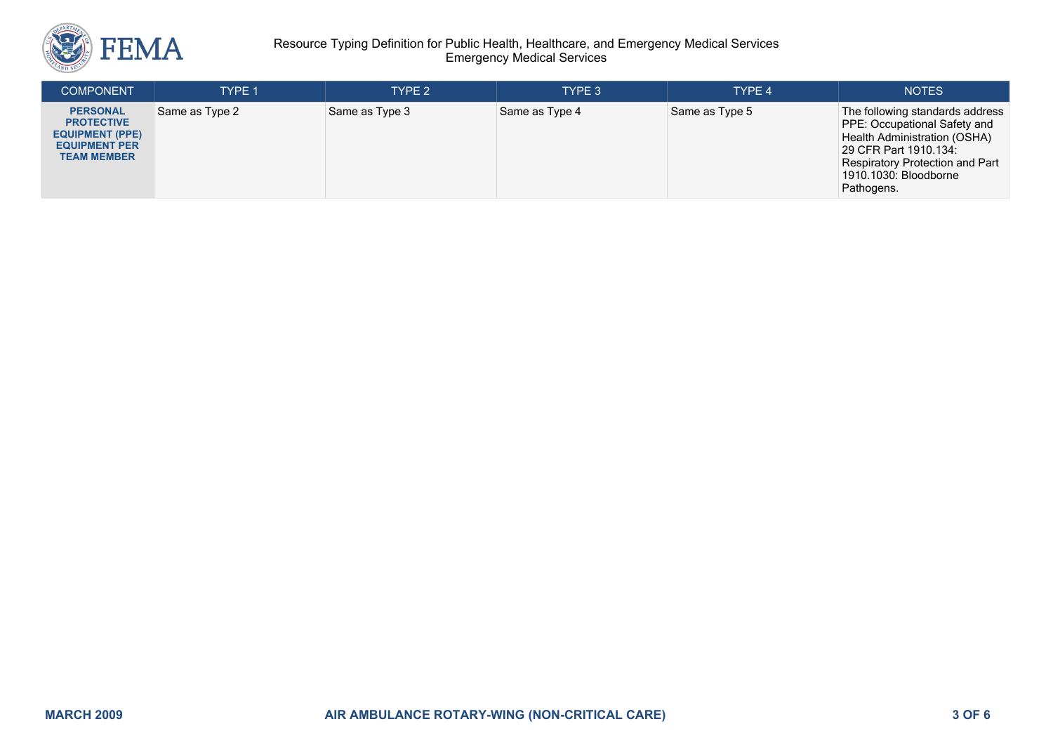| COMPONENT | TYPE 1 | TYPE 2 | TYPE 3 | TYPE 4 | NOTES |
|---|---|---|---|---|---|
| **PERSONAL PROTECTIVE EQUIPMENT (PPE) EQUIPMENT PER TEAM MEMBER** | Same as Type 2 | Same as Type 3 | Same as Type 4 | Same as Type 5 | The following standards address PPE: Occupational Safety and Health Administration (OSHA) 29 CFR Part 1910.134: Respiratory Protection and Part 1910.1030: Bloodborne Pathogens. |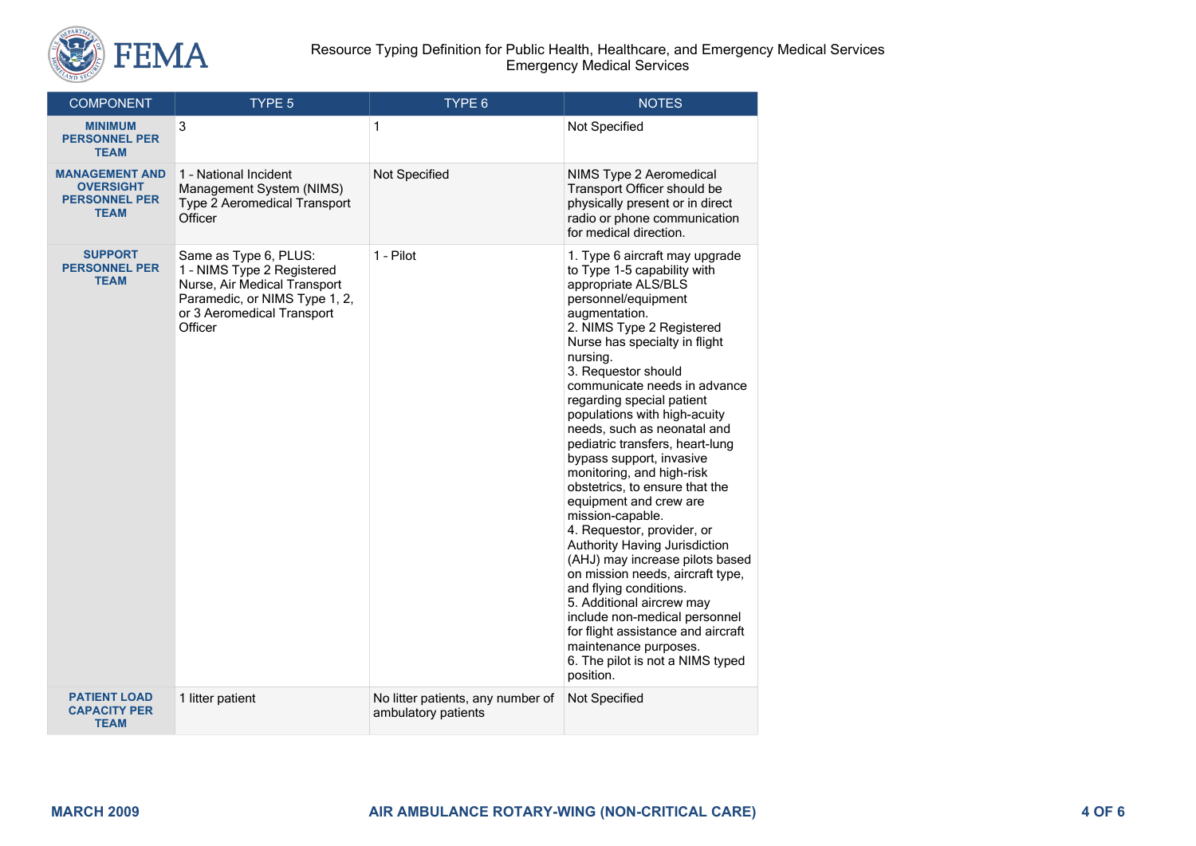| COMPONENT | TYPE 5 | TYPE 6 | NOTES |
|---|---|---|---|
| **MINIMUM PERSONNEL PER TEAM** | 3 | 1 | Not Specified |
| **MANAGEMENT AND OVERSIGHT PERSONNEL PER TEAM** | 1 - National Incident Management System (NIMS) Type 2 Aeromedical Transport Officer | Not Specified | NIMS Type 2 Aeromedical Transport Officer should be physically present or in direct radio or phone communication for medical direction. |
| **SUPPORT PERSONNEL PER TEAM** | Same as Type 6, PLUS:<br>1 - NIMS Type 2 Registered Nurse, Air Medical Transport Paramedic, or NIMS Type 1, 2, or 3 Aeromedical Transport Officer | 1 - Pilot | 1. Type 6 aircraft may upgrade to Type 1-5 capability with appropriate ALS/BLS personnel/equipment augmentation.<br>2. NIMS Type 2 Registered Nurse has specialty in flight nursing.<br>3. Requestor should communicate needs in advance regarding special patient populations with high-acuity needs, such as neonatal and pediatric transfers, heart-lung bypass support, invasive monitoring, and high-risk obstetrics, to ensure that the equipment and crew are mission-capable.<br>4. Requestor, provider, or Authority Having Jurisdiction (AHJ) may increase pilots based on mission needs, aircraft type, and flying conditions.<br>5. Additional aircrew may include non-medical personnel for flight assistance and aircraft maintenance purposes.<br>6. The pilot is not a NIMS typed position. |
| **PATIENT LOAD CAPACITY PER TEAM** | 1 litter patient | No litter patients, any number of ambulatory patients | Not Specified |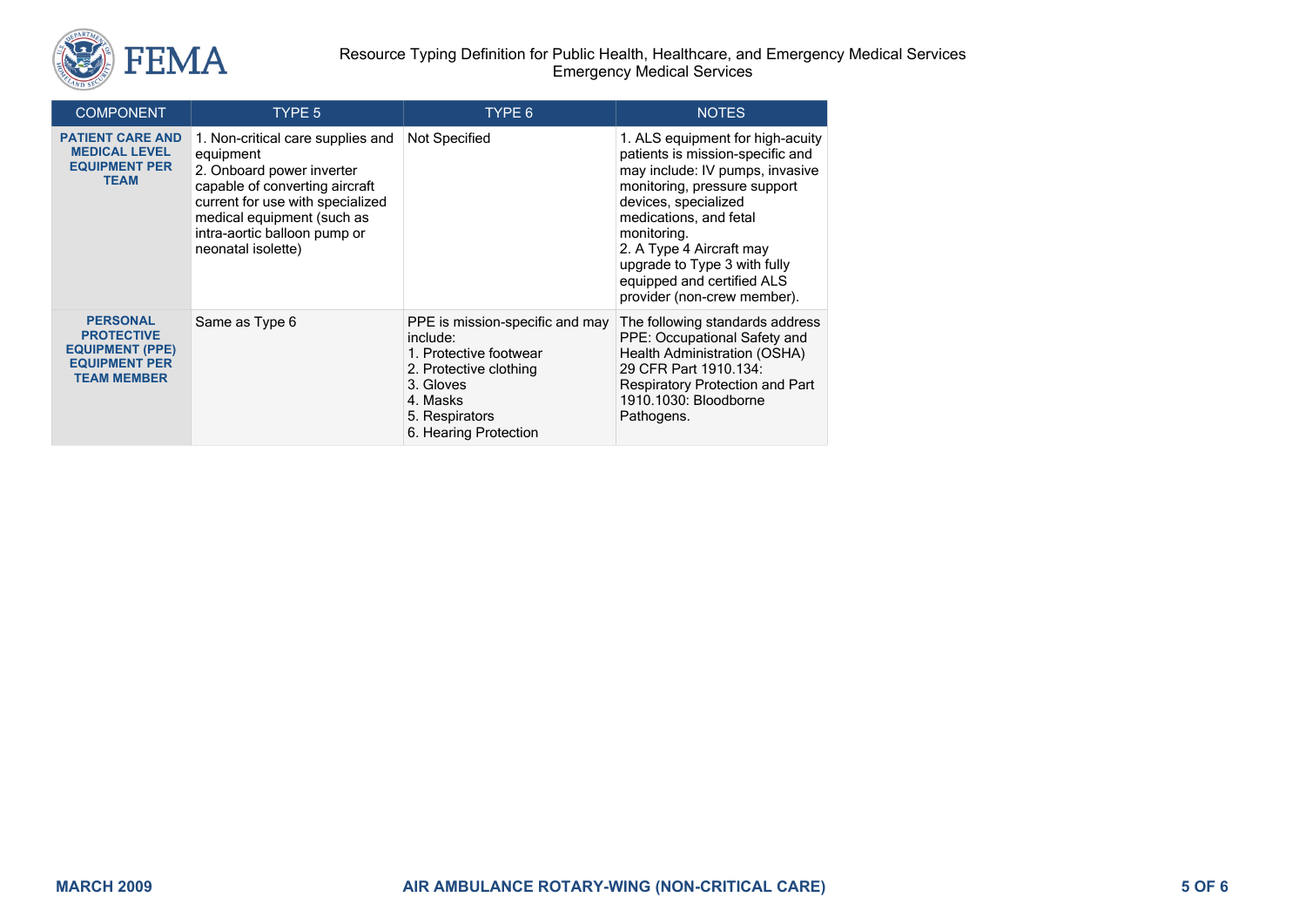| COMPONENT | TYPE 5 | TYPE 6 | NOTES |
| --- | --- | --- | --- |
| **PATIENT CARE AND MEDICAL LEVEL EQUIPMENT PER TEAM** | 1. Non-critical care supplies and equipment<br>2. Onboard power inverter capable of converting aircraft current for use with specialized medical equipment (such as intra-aortic balloon pump or neonatal isolette) | Not Specified | 1. ALS equipment for high-acuity patients is mission-specific and may include: IV pumps, invasive monitoring, pressure support devices, specialized medications, and fetal monitoring.<br>2. A Type 4 Aircraft may upgrade to Type 3 with fully equipped and certified ALS provider (non-crew member). |
| **PERSONAL PROTECTIVE EQUIPMENT (PPE) EQUIPMENT PER TEAM MEMBER** | Same as Type 6 | PPE is mission-specific and may include:<br>1. Protective footwear<br>2. Protective clothing<br>3. Gloves<br>4. Masks<br>5. Respirators<br>6. Hearing Protection | The following standards address PPE: Occupational Safety and Health Administration (OSHA) 29 CFR Part 1910.134: Respiratory Protection and Part 1910.1030: Bloodborne Pathogens. |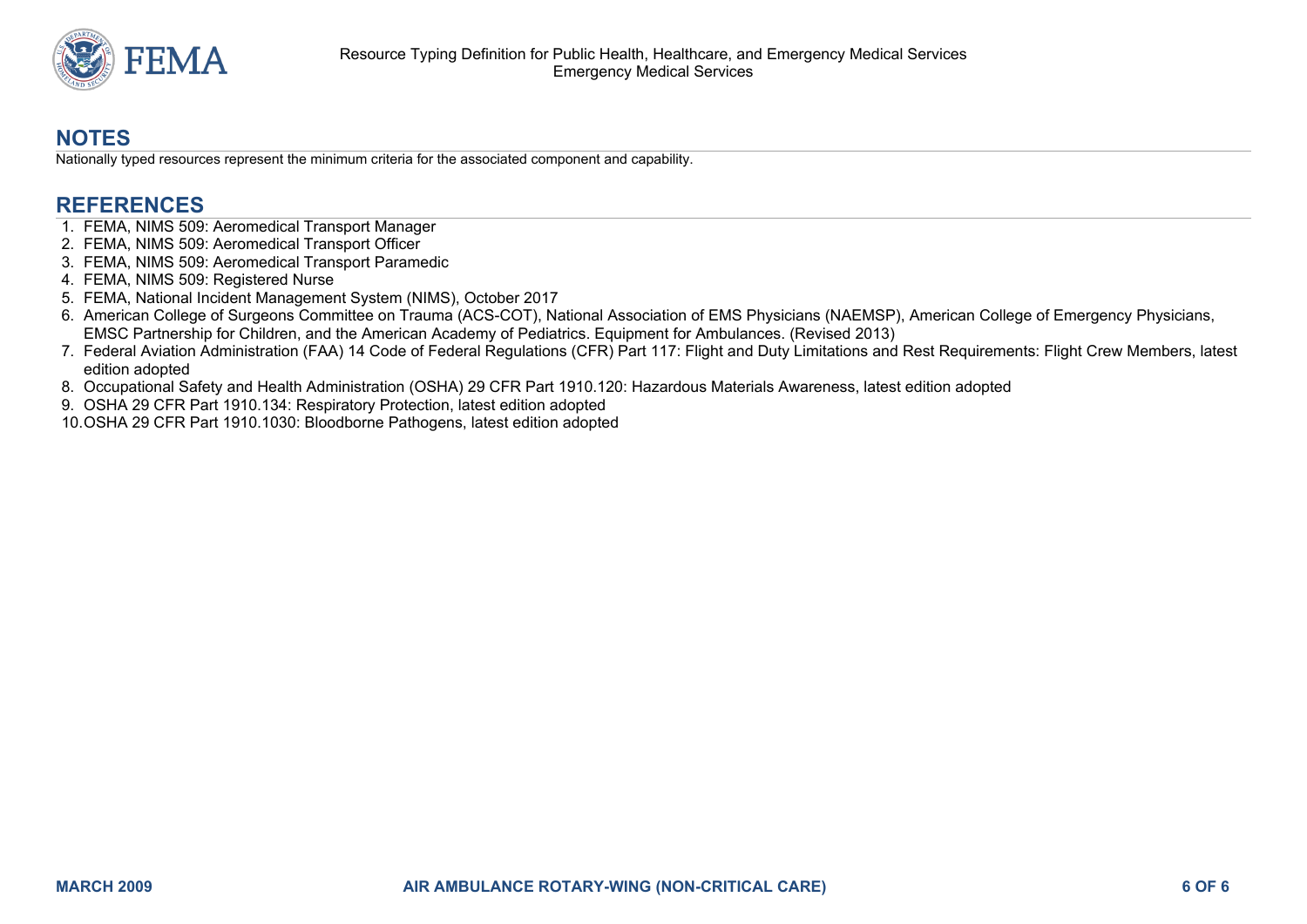## NOTES

Nationally typed resources represent the minimum criteria for the associated component and capability.

## REFERENCES

1. FEMA, NIMS 509: Aeromedical Transport Manager
2. FEMA, NIMS 509: Aeromedical Transport Officer
3. FEMA, NIMS 509: Aeromedical Transport Paramedic
4. FEMA, NIMS 509: Registered Nurse
5. FEMA, National Incident Management System (NIMS), October 2017
6. American College of Surgeons Committee on Trauma (ACS-COT), National Association of EMS Physicians (NAEMSP), American College of Emergency Physicians, EMSC Partnership for Children, and the American Academy of Pediatrics. Equipment for Ambulances. (Revised 2013)
7. Federal Aviation Administration (FAA) 14 Code of Federal Regulations (CFR) Part 117: Flight and Duty Limitations and Rest Requirements: Flight Crew Members, latest edition adopted
8. Occupational Safety and Health Administration (OSHA) 29 CFR Part 1910.120: Hazardous Materials Awareness, latest edition adopted
9. OSHA 29 CFR Part 1910.134: Respiratory Protection, latest edition adopted
10. OSHA 29 CFR Part 1910.1030: Bloodborne Pathogens, latest edition adopted